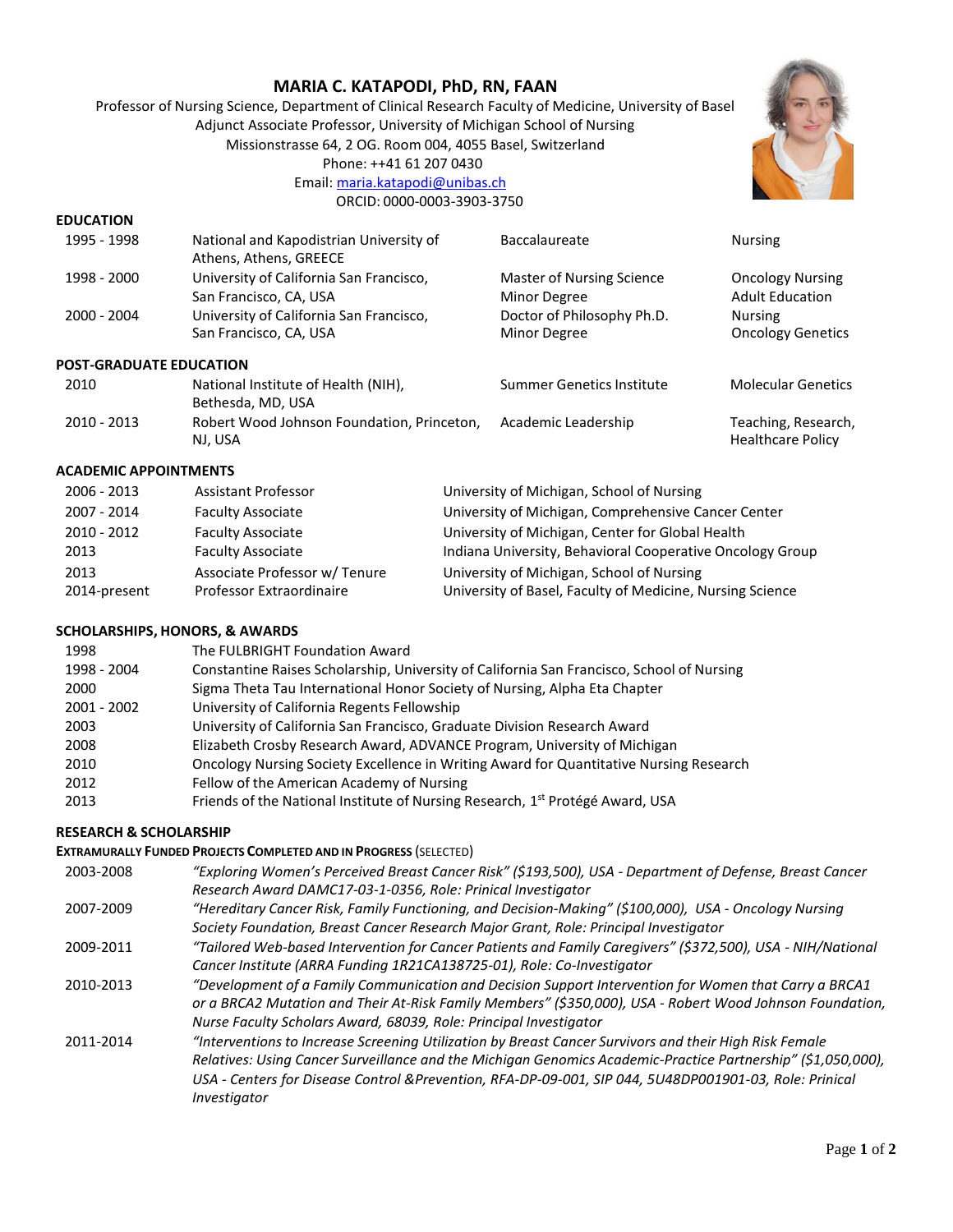# MARIA C. KATAPODI, PhD, RN, FAAN

Professor of Nursing Science, Department of Clinical Research Faculty of Medicine, University of Basel
Adjunct Associate Professor, University of Michigan School of Nursing
Missionstrasse 64, 2 OG. Room 004, 4055 Basel, Switzerland
Phone: ++41 61 207 0430
Email: maria.katapodi@unibas.ch
ORCID: 0000-0003-3903-3750

## EDUCATION

| | | | |
|---|---|---|---|
| 1995 - 1998 | National and Kapodistrian University of Athens, Athens, GREECE | Baccalaureate | Nursing |
| 1998 - 2000 | University of California San Francisco, San Francisco, CA, USA | Master of Nursing Science<br>Minor Degree | Oncology Nursing<br>Adult Education |
| 2000 - 2004 | University of California San Francisco, San Francisco, CA, USA | Doctor of Philosophy Ph.D.<br>Minor Degree | Nursing<br>Oncology Genetics |

## POST-GRADUATE EDUCATION

| | | | |
|---|---|---|---|
| 2010 | National Institute of Health (NIH), Bethesda, MD, USA | Summer Genetics Institute | Molecular Genetics |
| 2010 - 2013 | Robert Wood Johnson Foundation, Princeton, NJ, USA | Academic Leadership | Teaching, Research, Healthcare Policy |

## ACADEMIC APPOINTMENTS

| | | |
|---|---|---|
| 2006 - 2013 | Assistant Professor | University of Michigan, School of Nursing |
| 2007 - 2014 | Faculty Associate | University of Michigan, Comprehensive Cancer Center |
| 2010 - 2012 | Faculty Associate | University of Michigan, Center for Global Health |
| 2013 | Faculty Associate | Indiana University, Behavioral Cooperative Oncology Group |
| 2013 | Associate Professor w/ Tenure | University of Michigan, School of Nursing |
| 2014-present | Professor Extraordinaire | University of Basel, Faculty of Medicine, Nursing Science |

## SCHOLARSHIPS, HONORS, & AWARDS

| | |
|---|---|
| 1998 | The FULBRIGHT Foundation Award |
| 1998 - 2004 | Constantine Raises Scholarship, University of California San Francisco, School of Nursing |
| 2000 | Sigma Theta Tau International Honor Society of Nursing, Alpha Eta Chapter |
| 2001 - 2002 | University of California Regents Fellowship |
| 2003 | University of California San Francisco, Graduate Division Research Award |
| 2008 | Elizabeth Crosby Research Award, ADVANCE Program, University of Michigan |
| 2010 | Oncology Nursing Society Excellence in Writing Award for Quantitative Nursing Research |
| 2012 | Fellow of the American Academy of Nursing |
| 2013 | Friends of the National Institute of Nursing Research, 1st Protégé Award, USA |

## RESEARCH & SCHOLARSHIP

### EXTRAMURALLY FUNDED PROJECTS COMPLETED AND IN PROGRESS (SELECTED)

| | |
|---|---|
| 2003-2008 | *"Exploring Women's Perceived Breast Cancer Risk" ($193,500), USA - Department of Defense, Breast Cancer Research Award DAMC17-03-1-0356, Role: Prinical Investigator* |
| 2007-2009 | *"Hereditary Cancer Risk, Family Functioning, and Decision-Making" ($100,000), USA - Oncology Nursing Society Foundation, Breast Cancer Research Major Grant, Role: Principal Investigator* |
| 2009-2011 | *"Tailored Web-based Intervention for Cancer Patients and Family Caregivers" ($372,500), USA - NIH/National Cancer Institute (ARRA Funding 1R21CA138725-01), Role: Co-Investigator* |
| 2010-2013 | *"Development of a Family Communication and Decision Support Intervention for Women that Carry a BRCA1 or a BRCA2 Mutation and Their At-Risk Family Members" ($350,000), USA - Robert Wood Johnson Foundation, Nurse Faculty Scholars Award, 68039, Role: Principal Investigator* |
| 2011-2014 | *"Interventions to Increase Screening Utilization by Breast Cancer Survivors and their High Risk Female Relatives: Using Cancer Surveillance and the Michigan Genomics Academic-Practice Partnership" ($1,050,000), USA - Centers for Disease Control &Prevention, RFA-DP-09-001, SIP 044, 5U48DP001901-03, Role: Prinical Investigator* |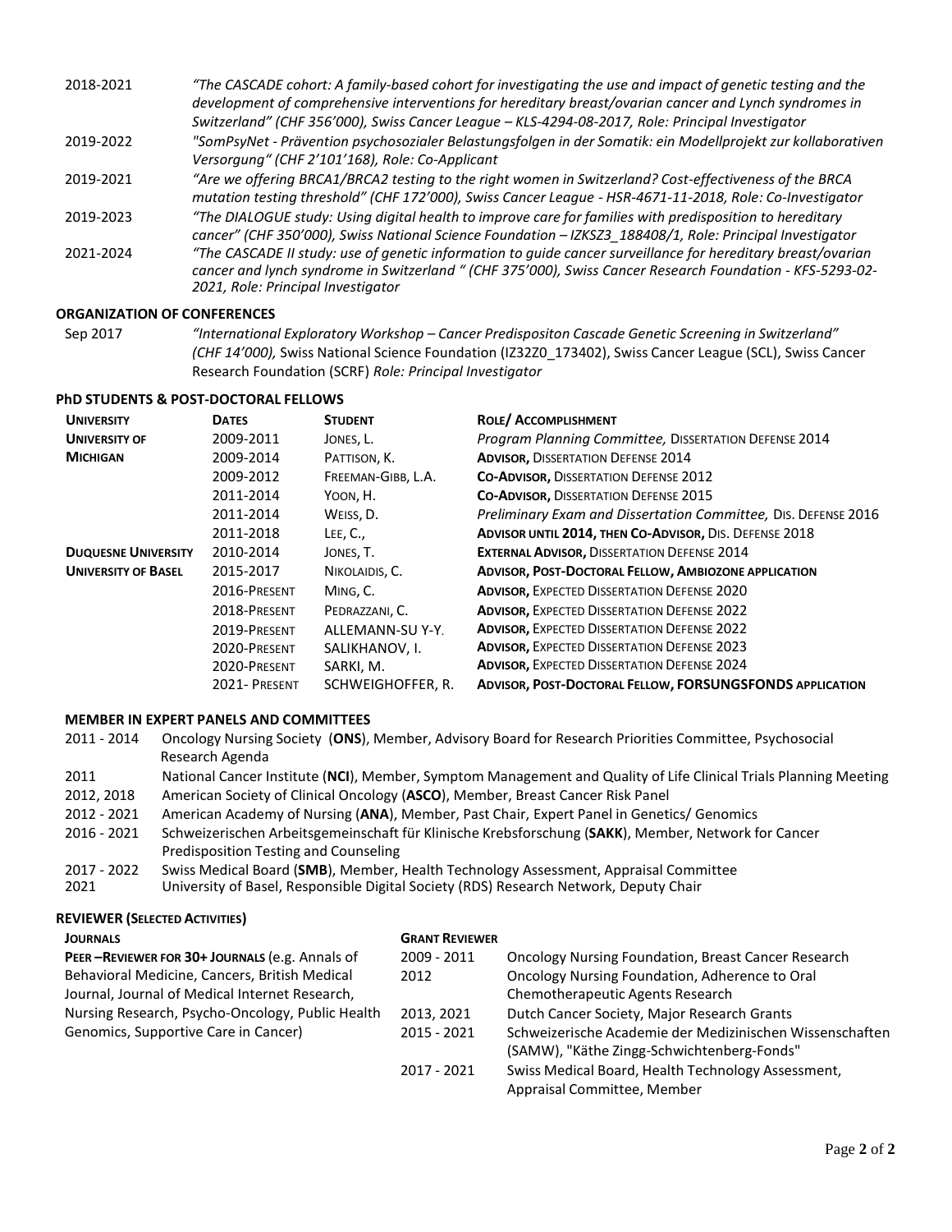| | |
|---|---|
| 2018-2021 | *"The CASCADE cohort: A family-based cohort for investigating the use and impact of genetic testing and the development of comprehensive interventions for hereditary breast/ovarian cancer and Lynch syndromes in Switzerland" (CHF 356'000), Swiss Cancer League – KLS-4294-08-2017, Role: Principal Investigator* |
| 2019-2022 | *"SomPsyNet - Prävention psychosozialer Belastungsfolgen in der Somatik: ein Modellprojekt zur kollaborativen Versorgung" (CHF 2'101'168), Role: Co-Applicant* |
| 2019-2021 | *"Are we offering BRCA1/BRCA2 testing to the right women in Switzerland? Cost-effectiveness of the BRCA mutation testing threshold" (CHF 172'000), Swiss Cancer League - HSR-4671-11-2018, Role: Co-Investigator* |
| 2019-2023 | *"The DIALOGUE study: Using digital health to improve care for families with predisposition to hereditary cancer" (CHF 350'000), Swiss National Science Foundation – IZKSZ3_188408/1, Role: Principal Investigator* |
| 2021-2024 | *"The CASCADE II study: use of genetic information to guide cancer surveillance for hereditary breast/ovarian cancer and lynch syndrome in Switzerland " (CHF 375'000), Swiss Cancer Research Foundation - KFS-5293-02-2021, Role: Principal Investigator* |

## ORGANIZATION OF CONFERENCES

| | |
|---|---|
| Sep 2017 | *"International Exploratory Workshop – Cancer Predispositon Cascade Genetic Screening in Switzerland" (CHF 14'000),* Swiss National Science Foundation (IZ32Z0_173402), Swiss Cancer League (SCL), Swiss Cancer Research Foundation (SCRF) *Role: Principal Investigator* |

## PhD STUDENTS & POST-DOCTORAL FELLOWS

| **UNIVERSITY** | **DATES** | **STUDENT** | **ROLE/ ACCOMPLISHMENT** |
|---|---|---|---|
| **UNIVERSITY OF MICHIGAN** | 2009-2011 | JONES, L. | *Program Planning Committee,* DISSERTATION DEFENSE 2014 |
| | 2009-2014 | PATTISON, K. | **ADVISOR,** DISSERTATION DEFENSE 2014 |
| | 2009-2012 | FREEMAN-GIBB, L.A. | **CO-ADVISOR,** DISSERTATION DEFENSE 2012 |
| | 2011-2014 | YOON, H. | **CO-ADVISOR,** DISSERTATION DEFENSE 2015 |
| | 2011-2014 | WEISS, D. | *Preliminary Exam and Dissertation Committee,* DIS. DEFENSE 2016 |
| | 2011-2018 | LEE, C., | **ADVISOR UNTIL 2014, THEN CO-ADVISOR,** DIS. DEFENSE 2018 |
| **DUQUESNE UNIVERSITY** | 2010-2014 | JONES, T. | **EXTERNAL ADVISOR,** DISSERTATION DEFENSE 2014 |
| **UNIVERSITY OF BASEL** | 2015-2017 | NIKOLAIDIS, C. | **ADVISOR, POST-DOCTORAL FELLOW, AMBIOZONE APPLICATION** |
| | 2016-PRESENT | MING, C. | **ADVISOR,** EXPECTED DISSERTATION DEFENSE 2020 |
| | 2018-PRESENT | PEDRAZZANI, C. | **ADVISOR,** EXPECTED DISSERTATION DEFENSE 2022 |
| | 2019-PRESENT | ALLEMANN-SU Y-Y. | **ADVISOR,** EXPECTED DISSERTATION DEFENSE 2022 |
| | 2020-PRESENT | SALIKHANOV, I. | **ADVISOR,** EXPECTED DISSERTATION DEFENSE 2023 |
| | 2020-PRESENT | SARKI, M. | **ADVISOR,** EXPECTED DISSERTATION DEFENSE 2024 |
| | 2021- PRESENT | SCHWEIGHOFFER, R. | **ADVISOR, POST-DOCTORAL FELLOW, FORSUNGSFONDS APPLICATION** |

## MEMBER IN EXPERT PANELS AND COMMITTEES

| | |
|---|---|
| 2011 - 2014 | Oncology Nursing Society (**ONS**), Member, Advisory Board for Research Priorities Committee, Psychosocial Research Agenda |
| 2011 | National Cancer Institute (**NCI**), Member, Symptom Management and Quality of Life Clinical Trials Planning Meeting |
| 2012, 2018 | American Society of Clinical Oncology (**ASCO**), Member, Breast Cancer Risk Panel |
| 2012 - 2021 | American Academy of Nursing (**ANA**), Member, Past Chair, Expert Panel in Genetics/ Genomics |
| 2016 - 2021 | Schweizerischen Arbeitsgemeinschaft für Klinische Krebsforschung (**SAKK**), Member, Network for Cancer Predisposition Testing and Counseling |
| 2017 - 2022 | Swiss Medical Board (**SMB**), Member, Health Technology Assessment, Appraisal Committee |
| 2021 | University of Basel, Responsible Digital Society (RDS) Research Network, Deputy Chair |

## REVIEWER (SELECTED ACTIVITIES)

### JOURNALS

**PEER –REVIEWER FOR 30+ JOURNALS** (e.g. Annals of Behavioral Medicine, Cancers, British Medical Journal, Journal of Medical Internet Research, Nursing Research, Psycho-Oncology, Public Health Genomics, Supportive Care in Cancer)

### GRANT REVIEWER

| | |
|---|---|
| 2009 - 2011 | Oncology Nursing Foundation, Breast Cancer Research |
| 2012 | Oncology Nursing Foundation, Adherence to Oral Chemotherapeutic Agents Research |
| 2013, 2021 | Dutch Cancer Society, Major Research Grants |
| 2015 - 2021 | Schweizerische Academie der Medizinischen Wissenschaften (SAMW), "Käthe Zingg-Schwichtenberg-Fonds" |
| 2017 - 2021 | Swiss Medical Board, Health Technology Assessment, Appraisal Committee, Member |